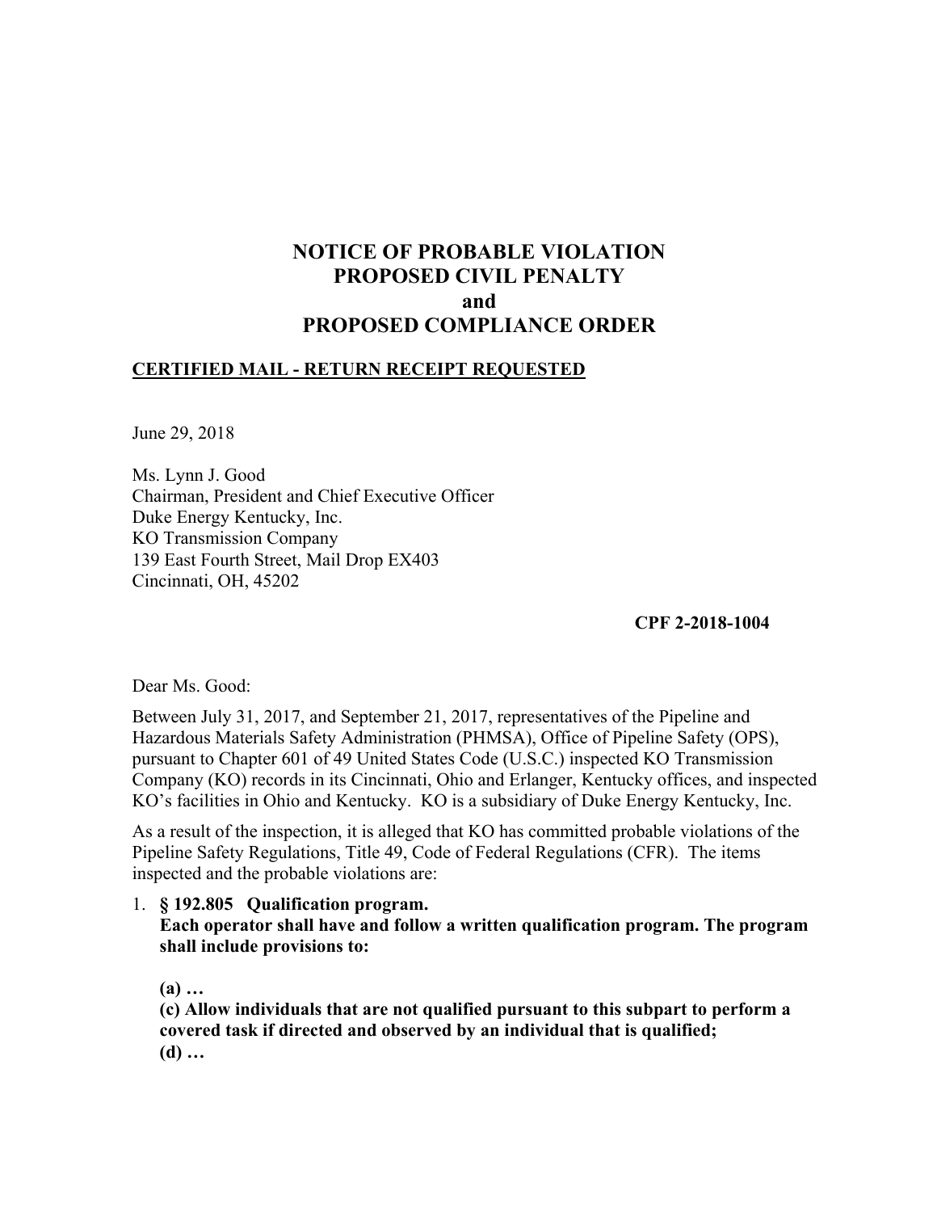# NOTICE OF PROBABLE VIOLATION
# PROPOSED CIVIL PENALTY
# and
# PROPOSED COMPLIANCE ORDER

**CERTIFIED MAIL - RETURN RECEIPT REQUESTED**

June 29, 2018

Ms. Lynn J. Good
Chairman, President and Chief Executive Officer
Duke Energy Kentucky, Inc.
KO Transmission Company
139 East Fourth Street, Mail Drop EX403
Cincinnati, OH, 45202

**CPF 2-2018-1004**

Dear Ms. Good:

Between July 31, 2017, and September 21, 2017, representatives of the Pipeline and Hazardous Materials Safety Administration (PHMSA), Office of Pipeline Safety (OPS), pursuant to Chapter 601 of 49 United States Code (U.S.C.) inspected KO Transmission Company (KO) records in its Cincinnati, Ohio and Erlanger, Kentucky offices, and inspected KO's facilities in Ohio and Kentucky. KO is a subsidiary of Duke Energy Kentucky, Inc.

As a result of the inspection, it is alleged that KO has committed probable violations of the Pipeline Safety Regulations, Title 49, Code of Federal Regulations (CFR). The items inspected and the probable violations are:

1. **§ 192.805 Qualification program.**
   **Each operator shall have and follow a written qualification program. The program shall include provisions to:**

   **(a) …**
   **(c) Allow individuals that are not qualified pursuant to this subpart to perform a covered task if directed and observed by an individual that is qualified;**
   **(d) …**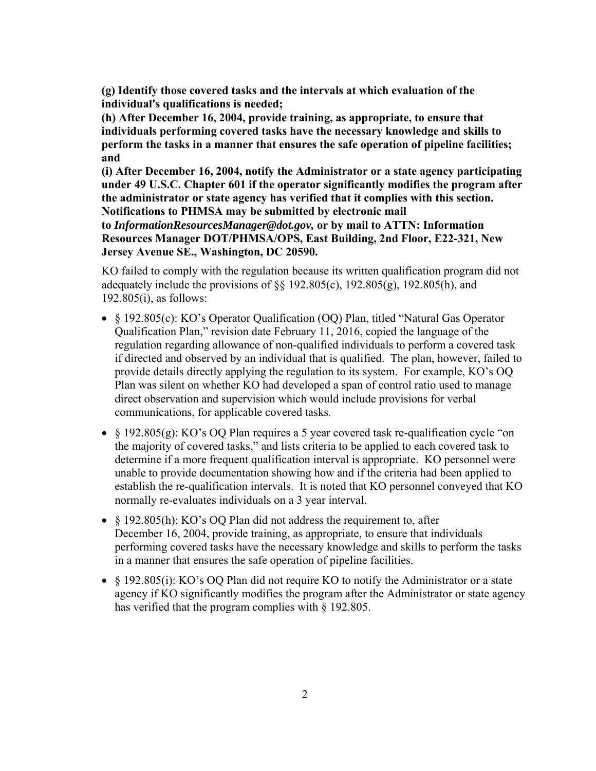**(g) Identify those covered tasks and the intervals at which evaluation of the individual's qualifications is needed;**
**(h) After December 16, 2004, provide training, as appropriate, to ensure that individuals performing covered tasks have the necessary knowledge and skills to perform the tasks in a manner that ensures the safe operation of pipeline facilities; and**
**(i) After December 16, 2004, notify the Administrator or a state agency participating under 49 U.S.C. Chapter 601 if the operator significantly modifies the program after the administrator or state agency has verified that it complies with this section. Notifications to PHMSA may be submitted by electronic mail to *InformationResourcesManager@dot.gov,* or by mail to ATTN: Information Resources Manager DOT/PHMSA/OPS, East Building, 2nd Floor, E22-321, New Jersey Avenue SE., Washington, DC 20590.**

KO failed to comply with the regulation because its written qualification program did not adequately include the provisions of §§ 192.805(c), 192.805(g), 192.805(h), and 192.805(i), as follows:

- § 192.805(c): KO's Operator Qualification (OQ) Plan, titled "Natural Gas Operator Qualification Plan," revision date February 11, 2016, copied the language of the regulation regarding allowance of non-qualified individuals to perform a covered task if directed and observed by an individual that is qualified. The plan, however, failed to provide details directly applying the regulation to its system. For example, KO's OQ Plan was silent on whether KO had developed a span of control ratio used to manage direct observation and supervision which would include provisions for verbal communications, for applicable covered tasks.
- § 192.805(g): KO's OQ Plan requires a 5 year covered task re-qualification cycle "on the majority of covered tasks," and lists criteria to be applied to each covered task to determine if a more frequent qualification interval is appropriate. KO personnel were unable to provide documentation showing how and if the criteria had been applied to establish the re-qualification intervals. It is noted that KO personnel conveyed that KO normally re-evaluates individuals on a 3 year interval.
- § 192.805(h): KO's OQ Plan did not address the requirement to, after December 16, 2004, provide training, as appropriate, to ensure that individuals performing covered tasks have the necessary knowledge and skills to perform the tasks in a manner that ensures the safe operation of pipeline facilities.
- § 192.805(i): KO's OQ Plan did not require KO to notify the Administrator or a state agency if KO significantly modifies the program after the Administrator or state agency has verified that the program complies with § 192.805.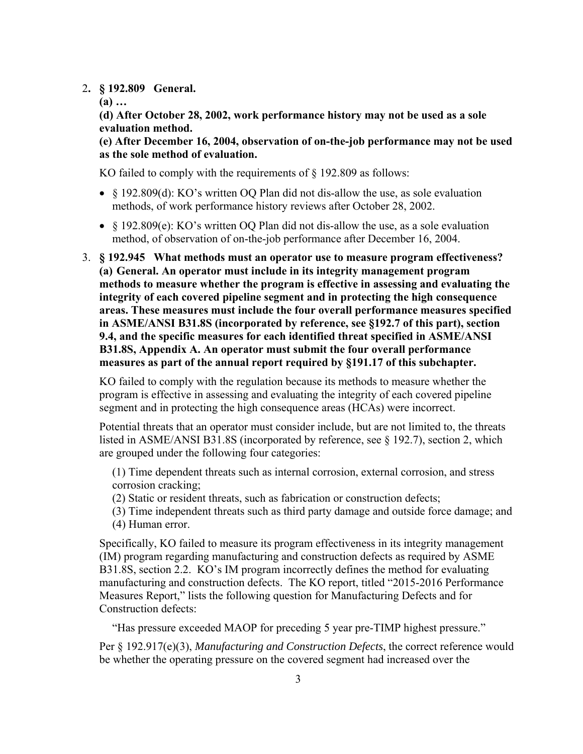2. **§ 192.809 General.**

   **(a) …**

   **(d) After October 28, 2002, work performance history may not be used as a sole evaluation method.**

   **(e) After December 16, 2004, observation of on-the-job performance may not be used as the sole method of evaluation.**

   KO failed to comply with the requirements of § 192.809 as follows:

   - § 192.809(d): KO's written OQ Plan did not dis-allow the use, as sole evaluation methods, of work performance history reviews after October 28, 2002.
   - § 192.809(e): KO's written OQ Plan did not dis-allow the use, as a sole evaluation method, of observation of on-the-job performance after December 16, 2004.

3. **§ 192.945 What methods must an operator use to measure program effectiveness? (a) General. An operator must include in its integrity management program methods to measure whether the program is effective in assessing and evaluating the integrity of each covered pipeline segment and in protecting the high consequence areas. These measures must include the four overall performance measures specified in ASME/ANSI B31.8S (incorporated by reference, see §192.7 of this part), section 9.4, and the specific measures for each identified threat specified in ASME/ANSI B31.8S, Appendix A. An operator must submit the four overall performance measures as part of the annual report required by §191.17 of this subchapter.**

   KO failed to comply with the regulation because its methods to measure whether the program is effective in assessing and evaluating the integrity of each covered pipeline segment and in protecting the high consequence areas (HCAs) were incorrect.

   Potential threats that an operator must consider include, but are not limited to, the threats listed in ASME/ANSI B31.8S (incorporated by reference, see § 192.7), section 2, which are grouped under the following four categories:

   (1) Time dependent threats such as internal corrosion, external corrosion, and stress corrosion cracking;
   (2) Static or resident threats, such as fabrication or construction defects;
   (3) Time independent threats such as third party damage and outside force damage; and
   (4) Human error.

   Specifically, KO failed to measure its program effectiveness in its integrity management (IM) program regarding manufacturing and construction defects as required by ASME B31.8S, section 2.2. KO's IM program incorrectly defines the method for evaluating manufacturing and construction defects. The KO report, titled "2015-2016 Performance Measures Report," lists the following question for Manufacturing Defects and for Construction defects:

   "Has pressure exceeded MAOP for preceding 5 year pre-TIMP highest pressure."

   Per § 192.917(e)(3), *Manufacturing and Construction Defects*, the correct reference would be whether the operating pressure on the covered segment had increased over the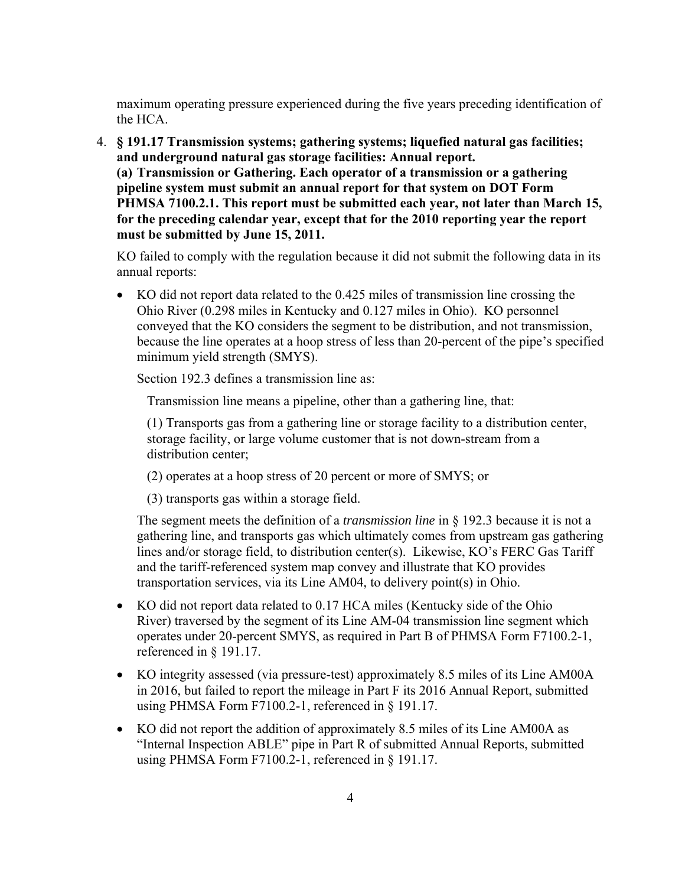maximum operating pressure experienced during the five years preceding identification of the HCA.

4. **§ 191.17 Transmission systems; gathering systems; liquefied natural gas facilities; and underground natural gas storage facilities: Annual report.**
   **(a) Transmission or Gathering. Each operator of a transmission or a gathering pipeline system must submit an annual report for that system on DOT Form PHMSA 7100.2.1. This report must be submitted each year, not later than March 15, for the preceding calendar year, except that for the 2010 reporting year the report must be submitted by June 15, 2011.**

   KO failed to comply with the regulation because it did not submit the following data in its annual reports:

   - KO did not report data related to the 0.425 miles of transmission line crossing the Ohio River (0.298 miles in Kentucky and 0.127 miles in Ohio). KO personnel conveyed that the KO considers the segment to be distribution, and not transmission, because the line operates at a hoop stress of less than 20-percent of the pipe's specified minimum yield strength (SMYS).

     Section 192.3 defines a transmission line as:

     > Transmission line means a pipeline, other than a gathering line, that:
     >
     > (1) Transports gas from a gathering line or storage facility to a distribution center, storage facility, or large volume customer that is not down-stream from a distribution center;
     >
     > (2) operates at a hoop stress of 20 percent or more of SMYS; or
     >
     > (3) transports gas within a storage field.

     The segment meets the definition of a *transmission line* in § 192.3 because it is not a gathering line, and transports gas which ultimately comes from upstream gas gathering lines and/or storage field, to distribution center(s). Likewise, KO's FERC Gas Tariff and the tariff-referenced system map convey and illustrate that KO provides transportation services, via its Line AM04, to delivery point(s) in Ohio.

   - KO did not report data related to 0.17 HCA miles (Kentucky side of the Ohio River) traversed by the segment of its Line AM-04 transmission line segment which operates under 20-percent SMYS, as required in Part B of PHMSA Form F7100.2-1, referenced in § 191.17.

   - KO integrity assessed (via pressure-test) approximately 8.5 miles of its Line AM00A in 2016, but failed to report the mileage in Part F its 2016 Annual Report, submitted using PHMSA Form F7100.2-1, referenced in § 191.17.

   - KO did not report the addition of approximately 8.5 miles of its Line AM00A as "Internal Inspection ABLE" pipe in Part R of submitted Annual Reports, submitted using PHMSA Form F7100.2-1, referenced in § 191.17.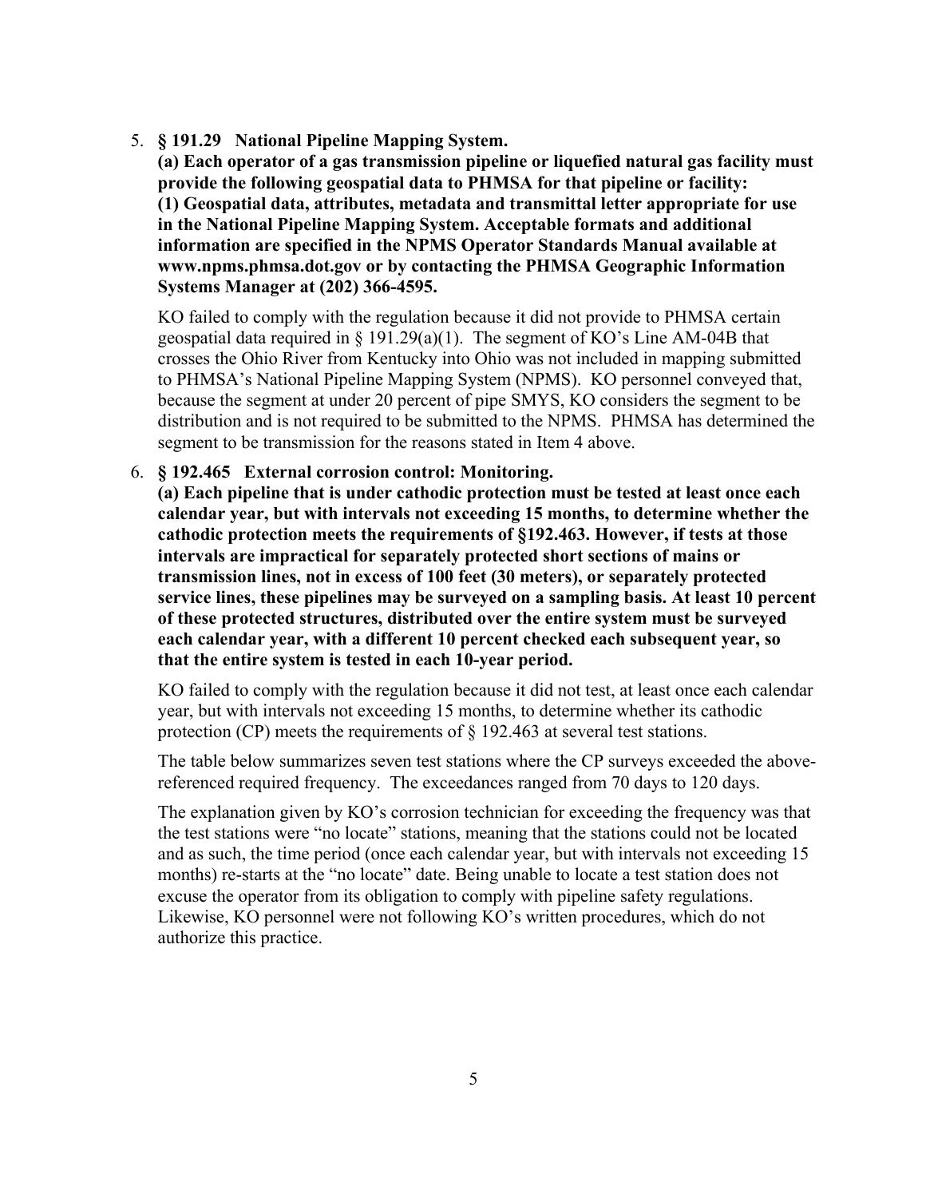5. **§ 191.29 National Pipeline Mapping System.**
**(a) Each operator of a gas transmission pipeline or liquefied natural gas facility must provide the following geospatial data to PHMSA for that pipeline or facility:**
**(1) Geospatial data, attributes, metadata and transmittal letter appropriate for use in the National Pipeline Mapping System. Acceptable formats and additional information are specified in the NPMS Operator Standards Manual available at www.npms.phmsa.dot.gov or by contacting the PHMSA Geographic Information Systems Manager at (202) 366-4595.**

   KO failed to comply with the regulation because it did not provide to PHMSA certain geospatial data required in § 191.29(a)(1). The segment of KO's Line AM-04B that crosses the Ohio River from Kentucky into Ohio was not included in mapping submitted to PHMSA's National Pipeline Mapping System (NPMS). KO personnel conveyed that, because the segment at under 20 percent of pipe SMYS, KO considers the segment to be distribution and is not required to be submitted to the NPMS. PHMSA has determined the segment to be transmission for the reasons stated in Item 4 above.

6. **§ 192.465 External corrosion control: Monitoring.**
**(a) Each pipeline that is under cathodic protection must be tested at least once each calendar year, but with intervals not exceeding 15 months, to determine whether the cathodic protection meets the requirements of §192.463. However, if tests at those intervals are impractical for separately protected short sections of mains or transmission lines, not in excess of 100 feet (30 meters), or separately protected service lines, these pipelines may be surveyed on a sampling basis. At least 10 percent of these protected structures, distributed over the entire system must be surveyed each calendar year, with a different 10 percent checked each subsequent year, so that the entire system is tested in each 10-year period.**

   KO failed to comply with the regulation because it did not test, at least once each calendar year, but with intervals not exceeding 15 months, to determine whether its cathodic protection (CP) meets the requirements of § 192.463 at several test stations.

   The table below summarizes seven test stations where the CP surveys exceeded the above-referenced required frequency. The exceedances ranged from 70 days to 120 days.

   The explanation given by KO's corrosion technician for exceeding the frequency was that the test stations were "no locate" stations, meaning that the stations could not be located and as such, the time period (once each calendar year, but with intervals not exceeding 15 months) re-starts at the "no locate" date. Being unable to locate a test station does not excuse the operator from its obligation to comply with pipeline safety regulations. Likewise, KO personnel were not following KO's written procedures, which do not authorize this practice.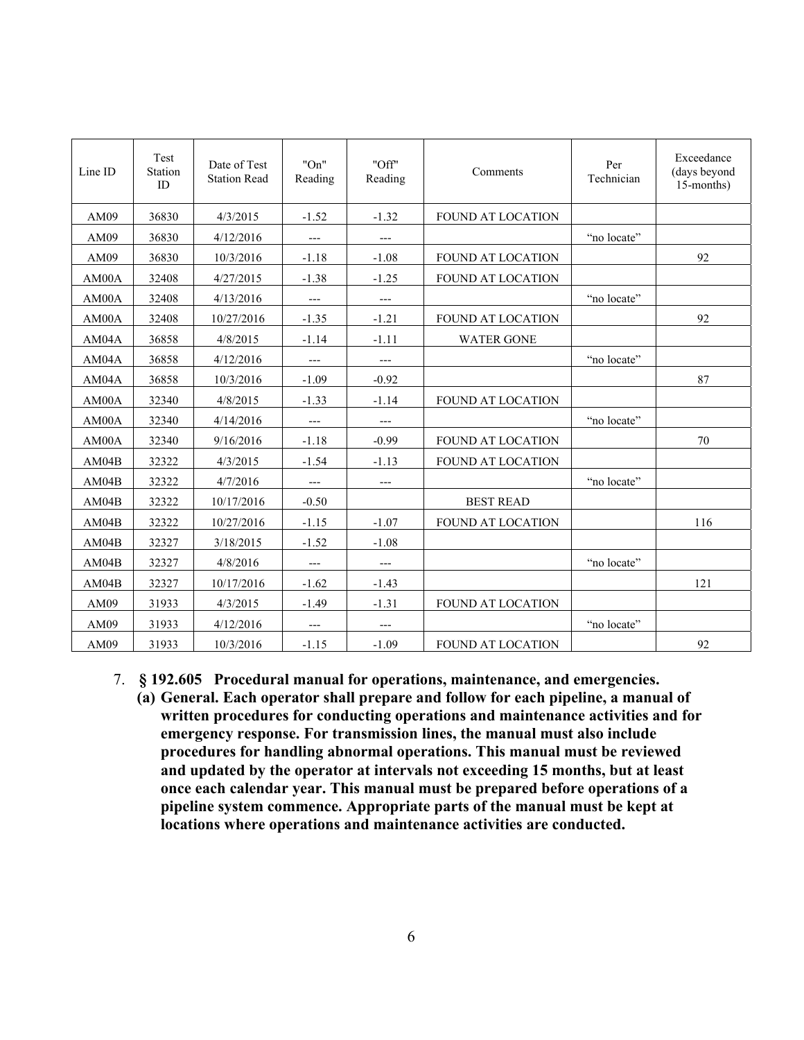| Line ID | Test Station ID | Date of Test Station Read | "On" Reading | "Off" Reading | Comments | Per Technician | Exceedance (days beyond 15-months) |
|---|---|---|---|---|---|---|---|
| AM09 | 36830 | 4/3/2015 | -1.52 | -1.32 | FOUND AT LOCATION | | |
| AM09 | 36830 | 4/12/2016 | --- | --- | | "no locate" | |
| AM09 | 36830 | 10/3/2016 | -1.18 | -1.08 | FOUND AT LOCATION | | 92 |
| AM00A | 32408 | 4/27/2015 | -1.38 | -1.25 | FOUND AT LOCATION | | |
| AM00A | 32408 | 4/13/2016 | --- | --- | | "no locate" | |
| AM00A | 32408 | 10/27/2016 | -1.35 | -1.21 | FOUND AT LOCATION | | 92 |
| AM04A | 36858 | 4/8/2015 | -1.14 | -1.11 | WATER GONE | | |
| AM04A | 36858 | 4/12/2016 | --- | --- | | "no locate" | |
| AM04A | 36858 | 10/3/2016 | -1.09 | -0.92 | | | 87 |
| AM00A | 32340 | 4/8/2015 | -1.33 | -1.14 | FOUND AT LOCATION | | |
| AM00A | 32340 | 4/14/2016 | --- | --- | | "no locate" | |
| AM00A | 32340 | 9/16/2016 | -1.18 | -0.99 | FOUND AT LOCATION | | 70 |
| AM04B | 32322 | 4/3/2015 | -1.54 | -1.13 | FOUND AT LOCATION | | |
| AM04B | 32322 | 4/7/2016 | --- | --- | | "no locate" | |
| AM04B | 32322 | 10/17/2016 | -0.50 | | BEST READ | | |
| AM04B | 32322 | 10/27/2016 | -1.15 | -1.07 | FOUND AT LOCATION | | 116 |
| AM04B | 32327 | 3/18/2015 | -1.52 | -1.08 | | | |
| AM04B | 32327 | 4/8/2016 | --- | --- | | "no locate" | |
| AM04B | 32327 | 10/17/2016 | -1.62 | -1.43 | | | 121 |
| AM09 | 31933 | 4/3/2015 | -1.49 | -1.31 | FOUND AT LOCATION | | |
| AM09 | 31933 | 4/12/2016 | --- | --- | | "no locate" | |
| AM09 | 31933 | 10/3/2016 | -1.15 | -1.09 | FOUND AT LOCATION | | 92 |

7. **§ 192.605 Procedural manual for operations, maintenance, and emergencies.**

   **(a) General. Each operator shall prepare and follow for each pipeline, a manual of written procedures for conducting operations and maintenance activities and for emergency response. For transmission lines, the manual must also include procedures for handling abnormal operations. This manual must be reviewed and updated by the operator at intervals not exceeding 15 months, but at least once each calendar year. This manual must be prepared before operations of a pipeline system commence. Appropriate parts of the manual must be kept at locations where operations and maintenance activities are conducted.**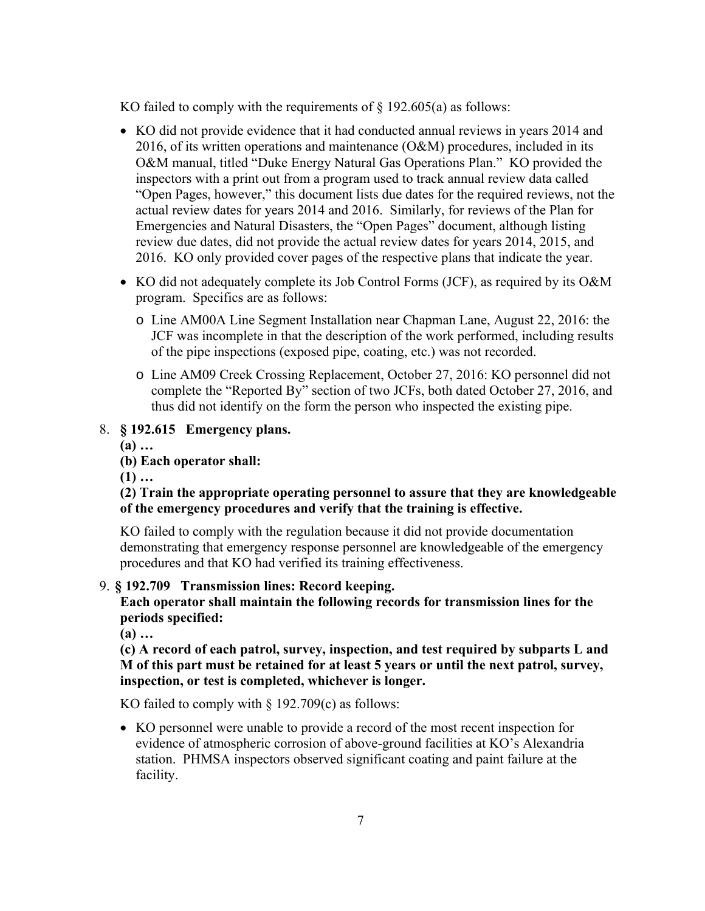KO failed to comply with the requirements of § 192.605(a) as follows:

- KO did not provide evidence that it had conducted annual reviews in years 2014 and 2016, of its written operations and maintenance (O&M) procedures, included in its O&M manual, titled "Duke Energy Natural Gas Operations Plan." KO provided the inspectors with a print out from a program used to track annual review data called "Open Pages, however," this document lists due dates for the required reviews, not the actual review dates for years 2014 and 2016. Similarly, for reviews of the Plan for Emergencies and Natural Disasters, the "Open Pages" document, although listing review due dates, did not provide the actual review dates for years 2014, 2015, and 2016. KO only provided cover pages of the respective plans that indicate the year.
- KO did not adequately complete its Job Control Forms (JCF), as required by its O&M program. Specifics are as follows:
    - Line AM00A Line Segment Installation near Chapman Lane, August 22, 2016: the JCF was incomplete in that the description of the work performed, including results of the pipe inspections (exposed pipe, coating, etc.) was not recorded.
    - Line AM09 Creek Crossing Replacement, October 27, 2016: KO personnel did not complete the "Reported By" section of two JCFs, both dated October 27, 2016, and thus did not identify on the form the person who inspected the existing pipe.

8. **§ 192.615 Emergency plans.**
   **(a) …**
   **(b) Each operator shall:**
   **(1) …**
   **(2) Train the appropriate operating personnel to assure that they are knowledgeable of the emergency procedures and verify that the training is effective.**

   KO failed to comply with the regulation because it did not provide documentation demonstrating that emergency response personnel are knowledgeable of the emergency procedures and that KO had verified its training effectiveness.

9. **§ 192.709 Transmission lines: Record keeping.**
   **Each operator shall maintain the following records for transmission lines for the periods specified:**
   **(a) …**
   **(c) A record of each patrol, survey, inspection, and test required by subparts L and M of this part must be retained for at least 5 years or until the next patrol, survey, inspection, or test is completed, whichever is longer.**

   KO failed to comply with § 192.709(c) as follows:

   - KO personnel were unable to provide a record of the most recent inspection for evidence of atmospheric corrosion of above-ground facilities at KO's Alexandria station. PHMSA inspectors observed significant coating and paint failure at the facility.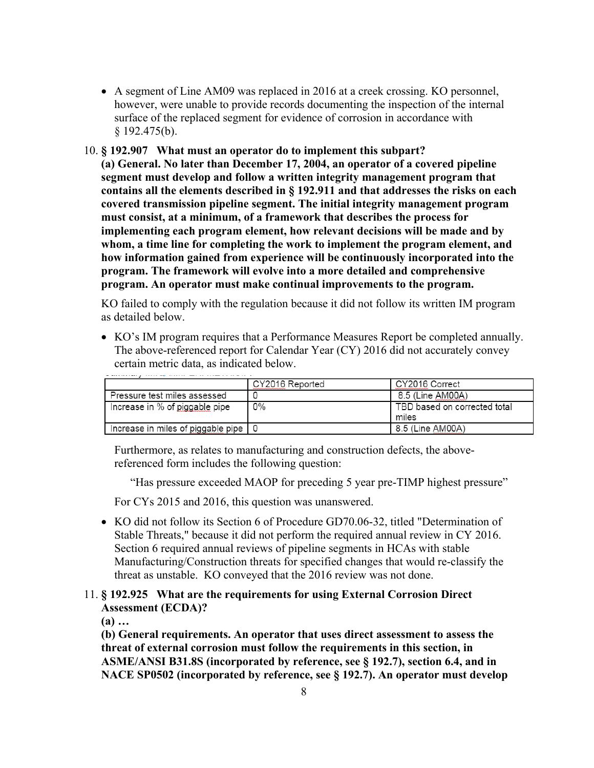- A segment of Line AM09 was replaced in 2016 at a creek crossing. KO personnel, however, were unable to provide records documenting the inspection of the internal surface of the replaced segment for evidence of corrosion in accordance with § 192.475(b).

10. **§ 192.907 What must an operator do to implement this subpart?**
**(a) General. No later than December 17, 2004, an operator of a covered pipeline segment must develop and follow a written integrity management program that contains all the elements described in § 192.911 and that addresses the risks on each covered transmission pipeline segment. The initial integrity management program must consist, at a minimum, of a framework that describes the process for implementing each program element, how relevant decisions will be made and by whom, a time line for completing the work to implement the program element, and how information gained from experience will be continuously incorporated into the program. The framework will evolve into a more detailed and comprehensive program. An operator must make continual improvements to the program.**

KO failed to comply with the regulation because it did not follow its written IM program as detailed below.

- KO's IM program requires that a Performance Measures Report be completed annually. The above-referenced report for Calendar Year (CY) 2016 did not accurately convey certain metric data, as indicated below.

| | CY2016 Reported | CY2016 Correct |
|---|---|---|
| Pressure test miles assessed | 0 | 8.5 (Line AM00A) |
| Increase in % of piggable pipe | 0% | TBD based on corrected total miles |
| Increase in miles of piggable pipe | 0 | 8.5 (Line AM00A) |

Furthermore, as relates to manufacturing and construction defects, the above-referenced form includes the following question:

"Has pressure exceeded MAOP for preceding 5 year pre-TIMP highest pressure"

For CYs 2015 and 2016, this question was unanswered.

- KO did not follow its Section 6 of Procedure GD70.06-32, titled "Determination of Stable Threats," because it did not perform the required annual review in CY 2016. Section 6 required annual reviews of pipeline segments in HCAs with stable Manufacturing/Construction threats for specified changes that would re-classify the threat as unstable. KO conveyed that the 2016 review was not done.

11. **§ 192.925 What are the requirements for using External Corrosion Direct Assessment (ECDA)?**
**(a) …**
**(b) General requirements. An operator that uses direct assessment to assess the threat of external corrosion must follow the requirements in this section, in ASME/ANSI B31.8S (incorporated by reference, see § 192.7), section 6.4, and in NACE SP0502 (incorporated by reference, see § 192.7). An operator must develop**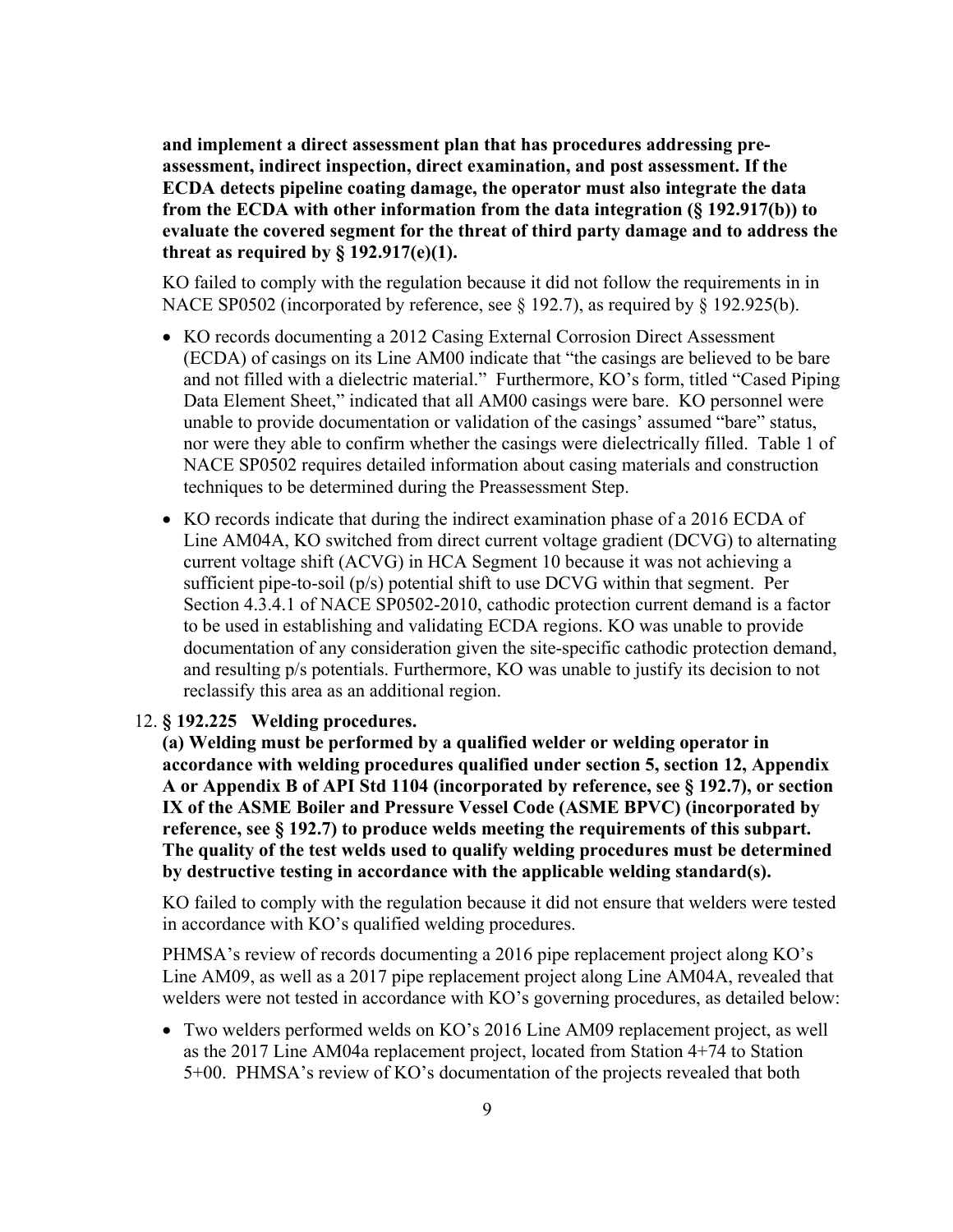**and implement a direct assessment plan that has procedures addressing pre-assessment, indirect inspection, direct examination, and post assessment. If the ECDA detects pipeline coating damage, the operator must also integrate the data from the ECDA with other information from the data integration (§ 192.917(b)) to evaluate the covered segment for the threat of third party damage and to address the threat as required by § 192.917(e)(1).**

KO failed to comply with the regulation because it did not follow the requirements in in NACE SP0502 (incorporated by reference, see § 192.7), as required by § 192.925(b).

- KO records documenting a 2012 Casing External Corrosion Direct Assessment (ECDA) of casings on its Line AM00 indicate that "the casings are believed to be bare and not filled with a dielectric material." Furthermore, KO's form, titled "Cased Piping Data Element Sheet," indicated that all AM00 casings were bare. KO personnel were unable to provide documentation or validation of the casings' assumed "bare" status, nor were they able to confirm whether the casings were dielectrically filled. Table 1 of NACE SP0502 requires detailed information about casing materials and construction techniques to be determined during the Preassessment Step.
- KO records indicate that during the indirect examination phase of a 2016 ECDA of Line AM04A, KO switched from direct current voltage gradient (DCVG) to alternating current voltage shift (ACVG) in HCA Segment 10 because it was not achieving a sufficient pipe-to-soil (p/s) potential shift to use DCVG within that segment. Per Section 4.3.4.1 of NACE SP0502-2010, cathodic protection current demand is a factor to be used in establishing and validating ECDA regions. KO was unable to provide documentation of any consideration given the site-specific cathodic protection demand, and resulting p/s potentials. Furthermore, KO was unable to justify its decision to not reclassify this area as an additional region.

12. **§ 192.225 Welding procedures.**
**(a) Welding must be performed by a qualified welder or welding operator in accordance with welding procedures qualified under section 5, section 12, Appendix A or Appendix B of API Std 1104 (incorporated by reference, see § 192.7), or section IX of the ASME Boiler and Pressure Vessel Code (ASME BPVC) (incorporated by reference, see § 192.7) to produce welds meeting the requirements of this subpart. The quality of the test welds used to qualify welding procedures must be determined by destructive testing in accordance with the applicable welding standard(s).**

KO failed to comply with the regulation because it did not ensure that welders were tested in accordance with KO's qualified welding procedures.

PHMSA's review of records documenting a 2016 pipe replacement project along KO's Line AM09, as well as a 2017 pipe replacement project along Line AM04A, revealed that welders were not tested in accordance with KO's governing procedures, as detailed below:

- Two welders performed welds on KO's 2016 Line AM09 replacement project, as well as the 2017 Line AM04a replacement project, located from Station 4+74 to Station 5+00. PHMSA's review of KO's documentation of the projects revealed that both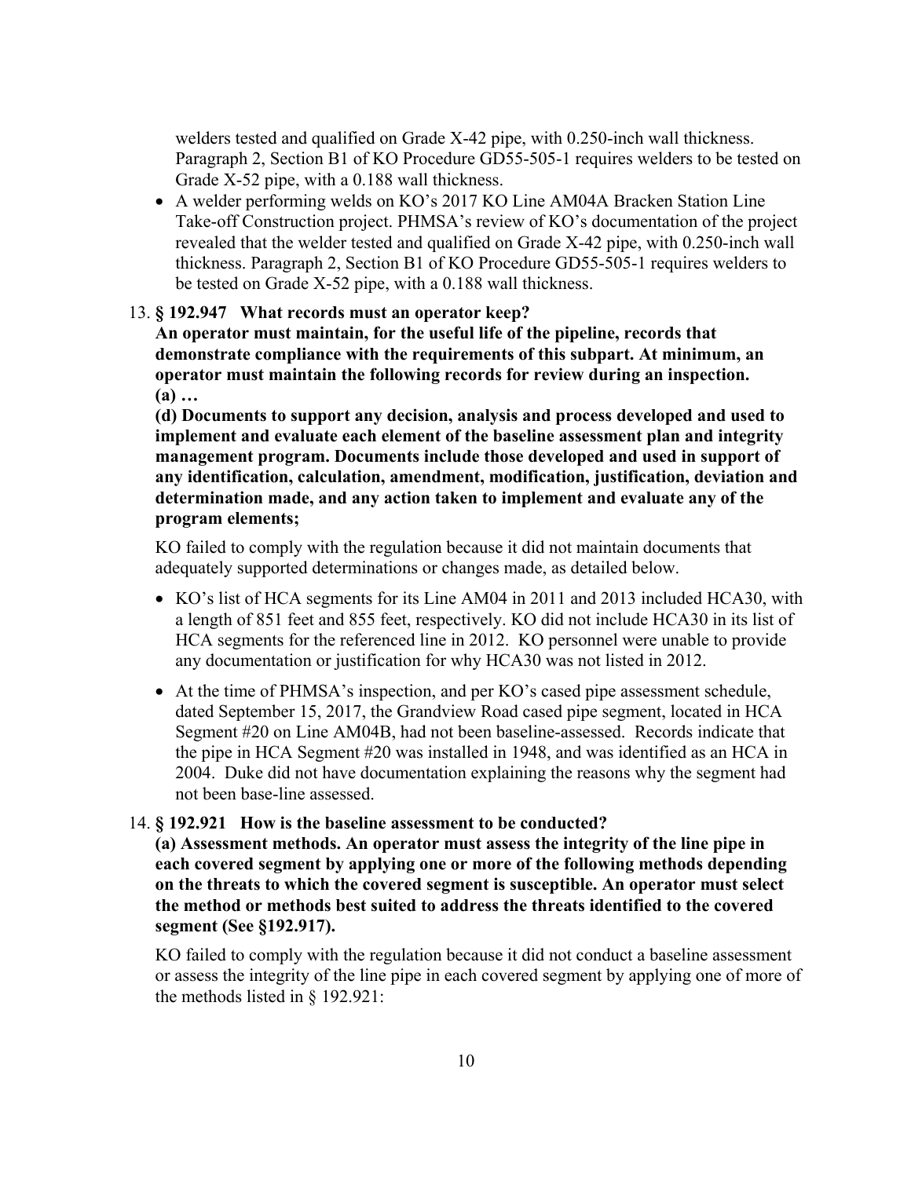welders tested and qualified on Grade X-42 pipe, with 0.250-inch wall thickness. Paragraph 2, Section B1 of KO Procedure GD55-505-1 requires welders to be tested on Grade X-52 pipe, with a 0.188 wall thickness.

- A welder performing welds on KO's 2017 KO Line AM04A Bracken Station Line Take-off Construction project. PHMSA's review of KO's documentation of the project revealed that the welder tested and qualified on Grade X-42 pipe, with 0.250-inch wall thickness. Paragraph 2, Section B1 of KO Procedure GD55-505-1 requires welders to be tested on Grade X-52 pipe, with a 0.188 wall thickness.

13. **§ 192.947 What records must an operator keep?**
**An operator must maintain, for the useful life of the pipeline, records that demonstrate compliance with the requirements of this subpart. At minimum, an operator must maintain the following records for review during an inspection.**
**(a) …**
**(d) Documents to support any decision, analysis and process developed and used to implement and evaluate each element of the baseline assessment plan and integrity management program. Documents include those developed and used in support of any identification, calculation, amendment, modification, justification, deviation and determination made, and any action taken to implement and evaluate any of the program elements;**

KO failed to comply with the regulation because it did not maintain documents that adequately supported determinations or changes made, as detailed below.

- KO's list of HCA segments for its Line AM04 in 2011 and 2013 included HCA30, with a length of 851 feet and 855 feet, respectively. KO did not include HCA30 in its list of HCA segments for the referenced line in 2012. KO personnel were unable to provide any documentation or justification for why HCA30 was not listed in 2012.

- At the time of PHMSA's inspection, and per KO's cased pipe assessment schedule, dated September 15, 2017, the Grandview Road cased pipe segment, located in HCA Segment #20 on Line AM04B, had not been baseline-assessed. Records indicate that the pipe in HCA Segment #20 was installed in 1948, and was identified as an HCA in 2004. Duke did not have documentation explaining the reasons why the segment had not been base-line assessed.

14. **§ 192.921 How is the baseline assessment to be conducted?**
**(a) Assessment methods. An operator must assess the integrity of the line pipe in each covered segment by applying one or more of the following methods depending on the threats to which the covered segment is susceptible. An operator must select the method or methods best suited to address the threats identified to the covered segment (See §192.917).**

KO failed to comply with the regulation because it did not conduct a baseline assessment or assess the integrity of the line pipe in each covered segment by applying one of more of the methods listed in § 192.921: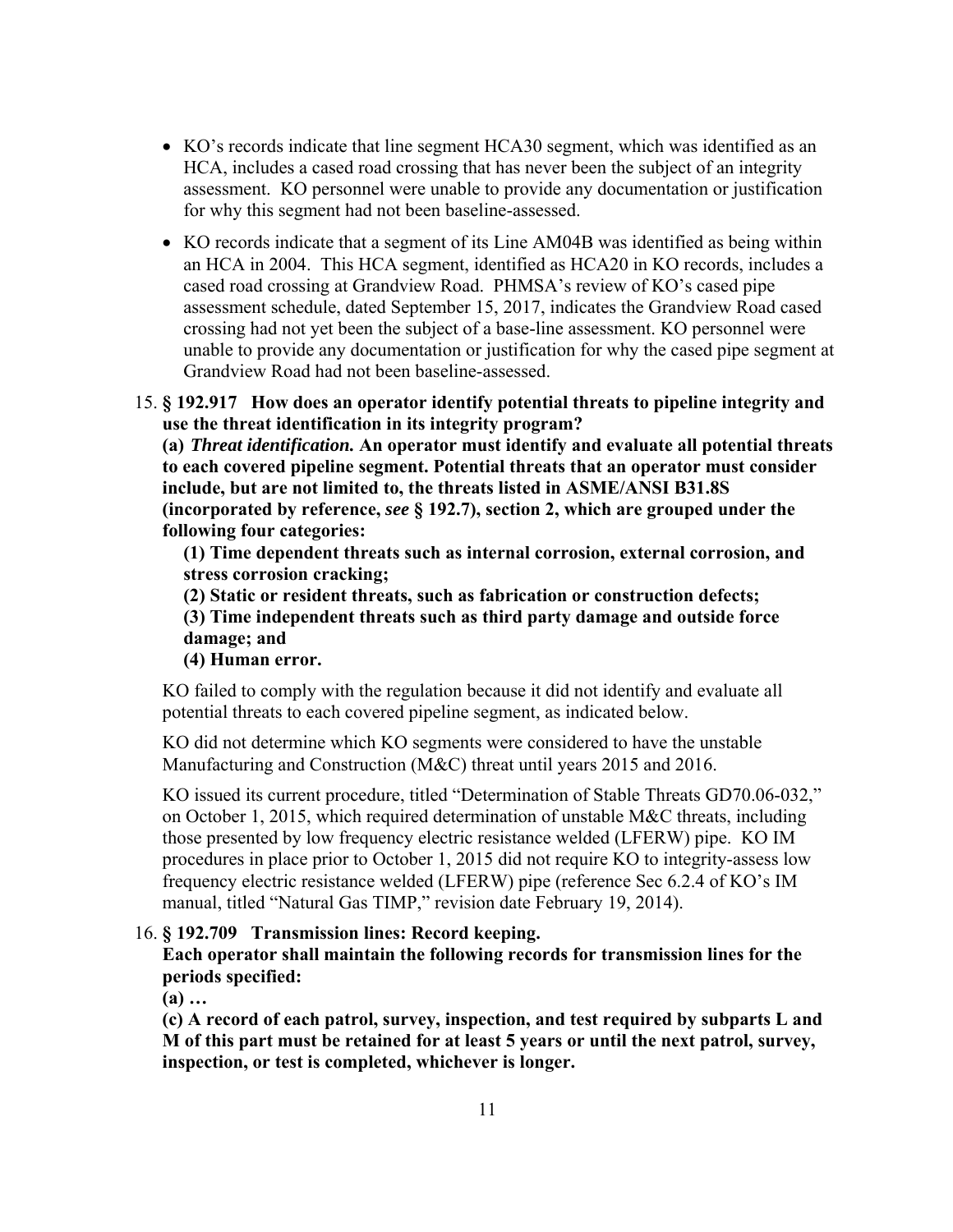- KO's records indicate that line segment HCA30 segment, which was identified as an HCA, includes a cased road crossing that has never been the subject of an integrity assessment. KO personnel were unable to provide any documentation or justification for why this segment had not been baseline-assessed.
- KO records indicate that a segment of its Line AM04B was identified as being within an HCA in 2004. This HCA segment, identified as HCA20 in KO records, includes a cased road crossing at Grandview Road. PHMSA's review of KO's cased pipe assessment schedule, dated September 15, 2017, indicates the Grandview Road cased crossing had not yet been the subject of a base-line assessment. KO personnel were unable to provide any documentation or justification for why the cased pipe segment at Grandview Road had not been baseline-assessed.

15. **§ 192.917 How does an operator identify potential threats to pipeline integrity and use the threat identification in its integrity program?**

    **(a) *Threat identification.* An operator must identify and evaluate all potential threats to each covered pipeline segment. Potential threats that an operator must consider include, but are not limited to, the threats listed in ASME/ANSI B31.8S (incorporated by reference, *see* § 192.7), section 2, which are grouped under the following four categories:**

    **(1) Time dependent threats such as internal corrosion, external corrosion, and stress corrosion cracking;**

    **(2) Static or resident threats, such as fabrication or construction defects;**

    **(3) Time independent threats such as third party damage and outside force damage; and**

    **(4) Human error.**

    KO failed to comply with the regulation because it did not identify and evaluate all potential threats to each covered pipeline segment, as indicated below.

    KO did not determine which KO segments were considered to have the unstable Manufacturing and Construction (M&C) threat until years 2015 and 2016.

    KO issued its current procedure, titled "Determination of Stable Threats GD70.06-032," on October 1, 2015, which required determination of unstable M&C threats, including those presented by low frequency electric resistance welded (LFERW) pipe. KO IM procedures in place prior to October 1, 2015 did not require KO to integrity-assess low frequency electric resistance welded (LFERW) pipe (reference Sec 6.2.4 of KO's IM manual, titled "Natural Gas TIMP," revision date February 19, 2014).

16. **§ 192.709 Transmission lines: Record keeping.**

    **Each operator shall maintain the following records for transmission lines for the periods specified:**

    **(a) …**

    **(c) A record of each patrol, survey, inspection, and test required by subparts L and M of this part must be retained for at least 5 years or until the next patrol, survey, inspection, or test is completed, whichever is longer.**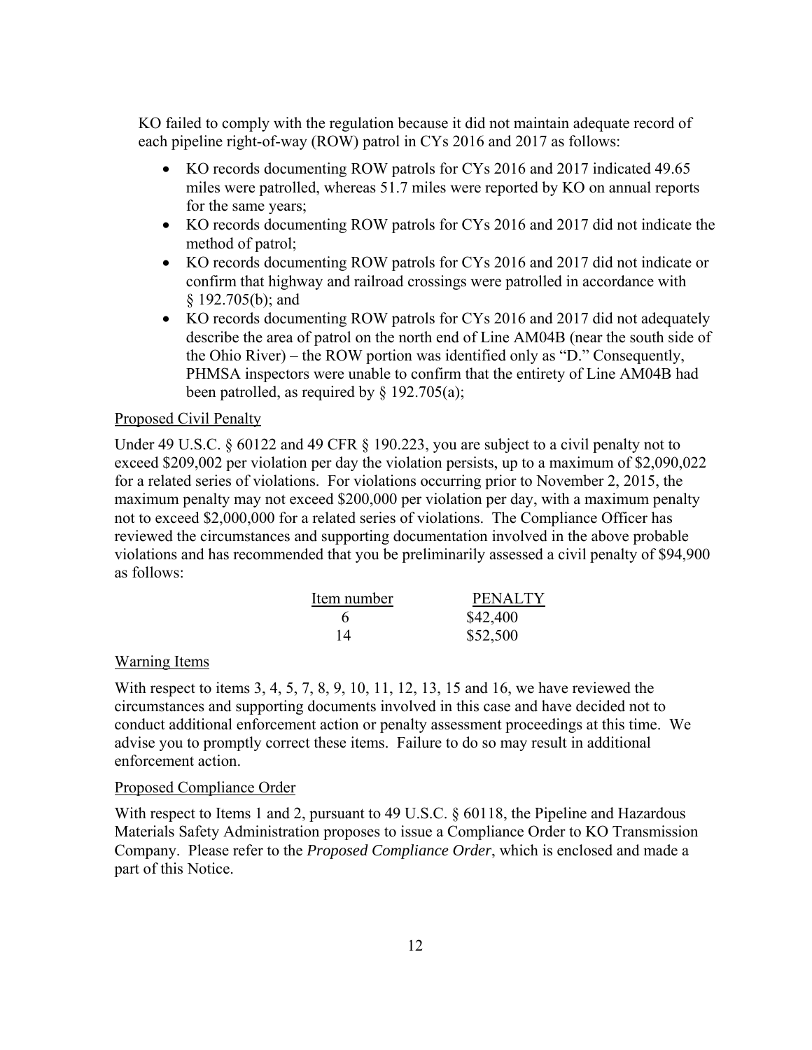KO failed to comply with the regulation because it did not maintain adequate record of each pipeline right-of-way (ROW) patrol in CYs 2016 and 2017 as follows:

- KO records documenting ROW patrols for CYs 2016 and 2017 indicated 49.65 miles were patrolled, whereas 51.7 miles were reported by KO on annual reports for the same years;
- KO records documenting ROW patrols for CYs 2016 and 2017 did not indicate the method of patrol;
- KO records documenting ROW patrols for CYs 2016 and 2017 did not indicate or confirm that highway and railroad crossings were patrolled in accordance with § 192.705(b); and
- KO records documenting ROW patrols for CYs 2016 and 2017 did not adequately describe the area of patrol on the north end of Line AM04B (near the south side of the Ohio River) – the ROW portion was identified only as "D." Consequently, PHMSA inspectors were unable to confirm that the entirety of Line AM04B had been patrolled, as required by § 192.705(a);

Proposed Civil Penalty

Under 49 U.S.C. § 60122 and 49 CFR § 190.223, you are subject to a civil penalty not to exceed $209,002 per violation per day the violation persists, up to a maximum of $2,090,022 for a related series of violations. For violations occurring prior to November 2, 2015, the maximum penalty may not exceed $200,000 per violation per day, with a maximum penalty not to exceed $2,000,000 for a related series of violations. The Compliance Officer has reviewed the circumstances and supporting documentation involved in the above probable violations and has recommended that you be preliminarily assessed a civil penalty of $94,900 as follows:

| Item number | PENALTY |
|---|---|
| 6 | $42,400 |
| 14 | $52,500 |

Warning Items

With respect to items 3, 4, 5, 7, 8, 9, 10, 11, 12, 13, 15 and 16, we have reviewed the circumstances and supporting documents involved in this case and have decided not to conduct additional enforcement action or penalty assessment proceedings at this time. We advise you to promptly correct these items. Failure to do so may result in additional enforcement action.

Proposed Compliance Order

With respect to Items 1 and 2, pursuant to 49 U.S.C. § 60118, the Pipeline and Hazardous Materials Safety Administration proposes to issue a Compliance Order to KO Transmission Company. Please refer to the *Proposed Compliance Order*, which is enclosed and made a part of this Notice.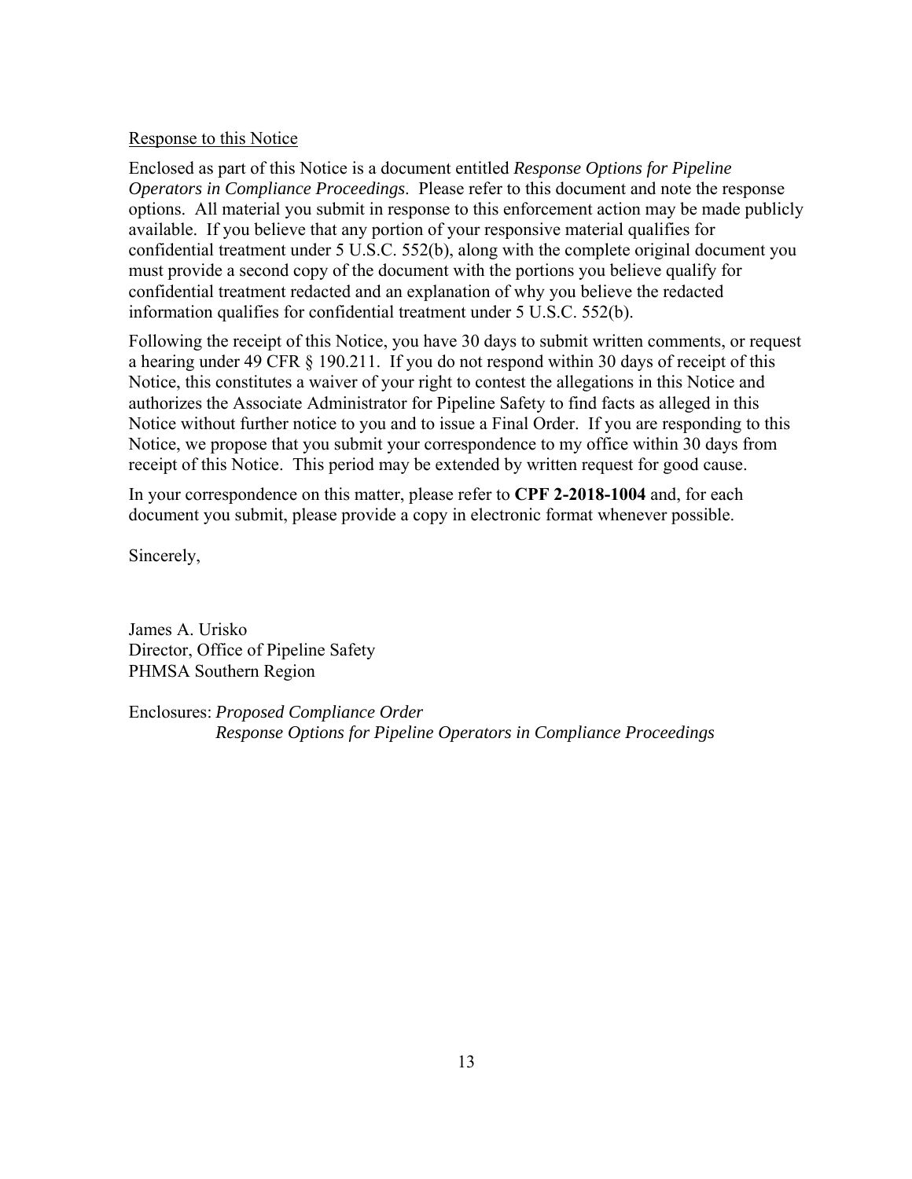Response to this Notice

Enclosed as part of this Notice is a document entitled *Response Options for Pipeline Operators in Compliance Proceedings*. Please refer to this document and note the response options. All material you submit in response to this enforcement action may be made publicly available. If you believe that any portion of your responsive material qualifies for confidential treatment under 5 U.S.C. 552(b), along with the complete original document you must provide a second copy of the document with the portions you believe qualify for confidential treatment redacted and an explanation of why you believe the redacted information qualifies for confidential treatment under 5 U.S.C. 552(b).

Following the receipt of this Notice, you have 30 days to submit written comments, or request a hearing under 49 CFR § 190.211. If you do not respond within 30 days of receipt of this Notice, this constitutes a waiver of your right to contest the allegations in this Notice and authorizes the Associate Administrator for Pipeline Safety to find facts as alleged in this Notice without further notice to you and to issue a Final Order. If you are responding to this Notice, we propose that you submit your correspondence to my office within 30 days from receipt of this Notice. This period may be extended by written request for good cause.

In your correspondence on this matter, please refer to **CPF 2-2018-1004** and, for each document you submit, please provide a copy in electronic format whenever possible.

Sincerely,

James A. Urisko
Director, Office of Pipeline Safety
PHMSA Southern Region

Enclosures: *Proposed Compliance Order*
*Response Options for Pipeline Operators in Compliance Proceedings*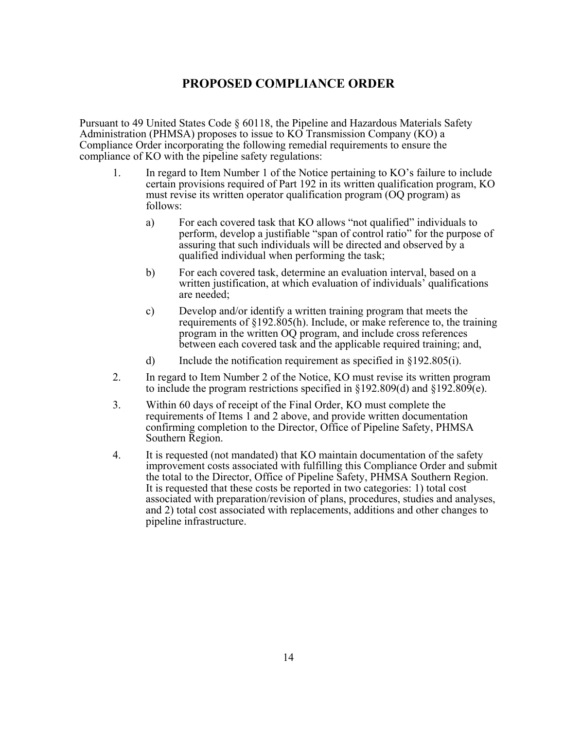# PROPOSED COMPLIANCE ORDER

Pursuant to 49 United States Code § 60118, the Pipeline and Hazardous Materials Safety Administration (PHMSA) proposes to issue to KO Transmission Company (KO) a Compliance Order incorporating the following remedial requirements to ensure the compliance of KO with the pipeline safety regulations:

1. In regard to Item Number 1 of the Notice pertaining to KO's failure to include certain provisions required of Part 192 in its written qualification program, KO must revise its written operator qualification program (OQ program) as follows:

   a) For each covered task that KO allows "not qualified" individuals to perform, develop a justifiable "span of control ratio" for the purpose of assuring that such individuals will be directed and observed by a qualified individual when performing the task;

   b) For each covered task, determine an evaluation interval, based on a written justification, at which evaluation of individuals' qualifications are needed;

   c) Develop and/or identify a written training program that meets the requirements of §192.805(h). Include, or make reference to, the training program in the written OQ program, and include cross references between each covered task and the applicable required training; and,

   d) Include the notification requirement as specified in §192.805(i).

2. In regard to Item Number 2 of the Notice, KO must revise its written program to include the program restrictions specified in §192.809(d) and §192.809(e).

3. Within 60 days of receipt of the Final Order, KO must complete the requirements of Items 1 and 2 above, and provide written documentation confirming completion to the Director, Office of Pipeline Safety, PHMSA Southern Region.

4. It is requested (not mandated) that KO maintain documentation of the safety improvement costs associated with fulfilling this Compliance Order and submit the total to the Director, Office of Pipeline Safety, PHMSA Southern Region. It is requested that these costs be reported in two categories: 1) total cost associated with preparation/revision of plans, procedures, studies and analyses, and 2) total cost associated with replacements, additions and other changes to pipeline infrastructure.